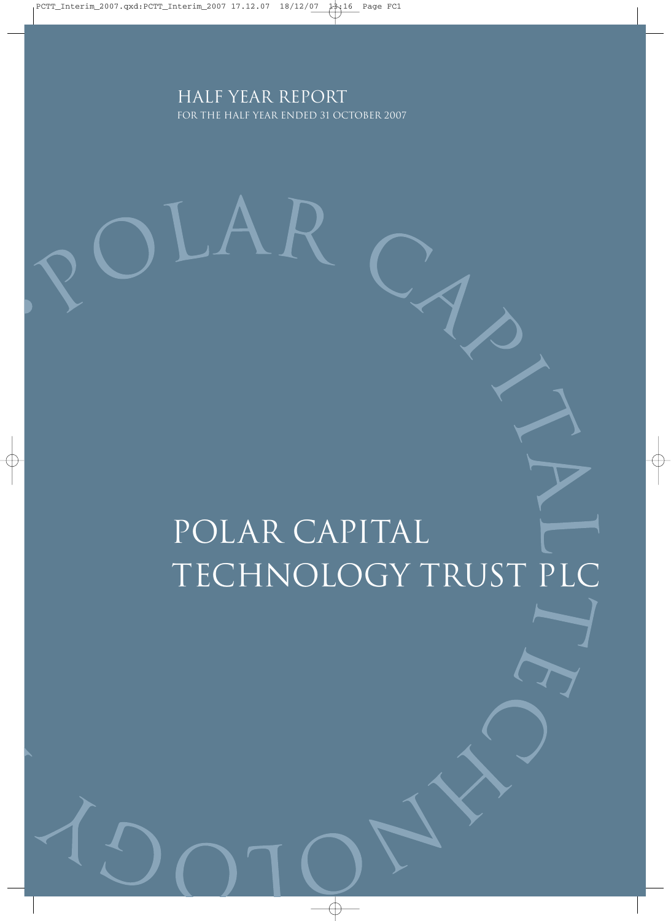HALF YEAR REPORT

FOR THE HALF YEAR ENDED 31 OCTOBER 2007

# POLAR CAPITAL TECHNOLOGY TRUST PLC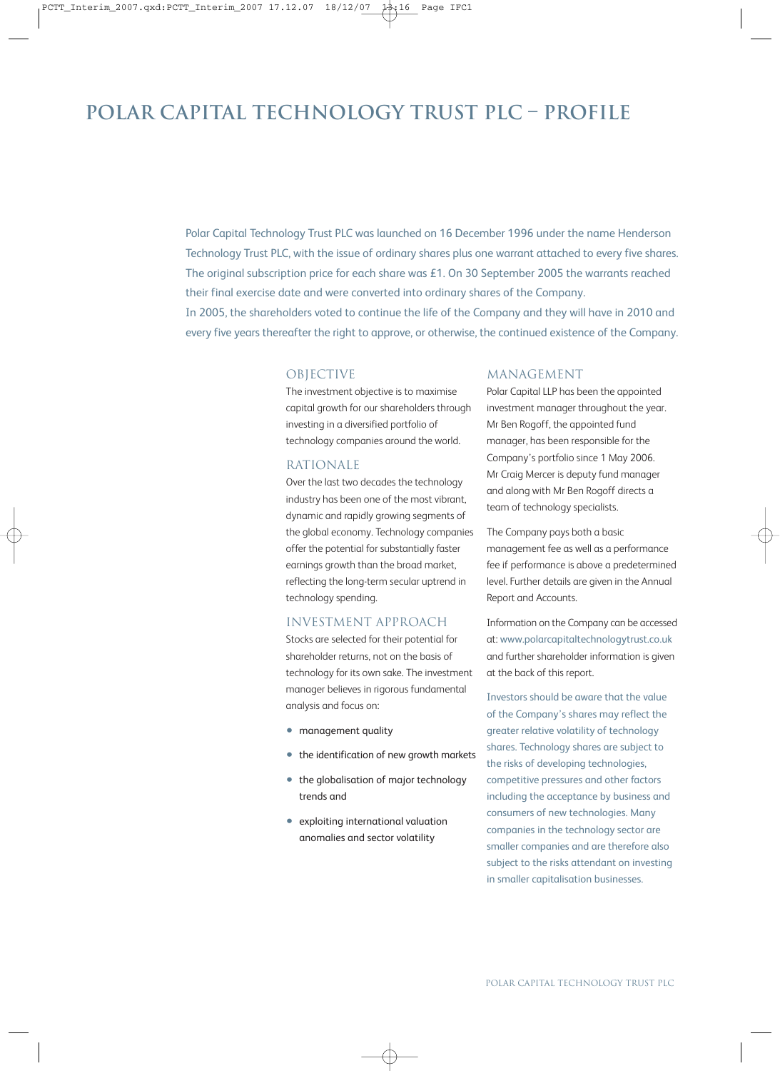# POLAR CAPITAL TECHNOLOGY TRUST PLC – PROFILE

Polar Capital Technology Trust PLC was launched on 16 December 1996 under the name Henderson Technology Trust PLC, with the issue of ordinary shares plus one warrant attached to every five shares. The original subscription price for each share was £1. On 30 September 2005 the warrants reached their final exercise date and were converted into ordinary shares of the Company.
In 2005, the shareholders voted to continue the life of the Company and they will have in 2010 and every five years thereafter the right to approve, or otherwise, the continued existence of the Company.

## OBJECTIVE

The investment objective is to maximise capital growth for our shareholders through investing in a diversified portfolio of technology companies around the world.

## RATIONALE

Over the last two decades the technology industry has been one of the most vibrant, dynamic and rapidly growing segments of the global economy. Technology companies offer the potential for substantially faster earnings growth than the broad market, reflecting the long-term secular uptrend in technology spending.

## INVESTMENT APPROACH

Stocks are selected for their potential for shareholder returns, not on the basis of technology for its own sake. The investment manager believes in rigorous fundamental analysis and focus on:

- management quality
- the identification of new growth markets
- the globalisation of major technology trends and
- exploiting international valuation anomalies and sector volatility

## MANAGEMENT

Polar Capital LLP has been the appointed investment manager throughout the year. Mr Ben Rogoff, the appointed fund manager, has been responsible for the Company's portfolio since 1 May 2006. Mr Craig Mercer is deputy fund manager and along with Mr Ben Rogoff directs a team of technology specialists.

The Company pays both a basic management fee as well as a performance fee if performance is above a predetermined level. Further details are given in the Annual Report and Accounts.

Information on the Company can be accessed at: www.polarcapitaltechnologytrust.co.uk and further shareholder information is given at the back of this report.

Investors should be aware that the value of the Company's shares may reflect the greater relative volatility of technology shares. Technology shares are subject to the risks of developing technologies, competitive pressures and other factors including the acceptance by business and consumers of new technologies. Many companies in the technology sector are smaller companies and are therefore also subject to the risks attendant on investing in smaller capitalisation businesses.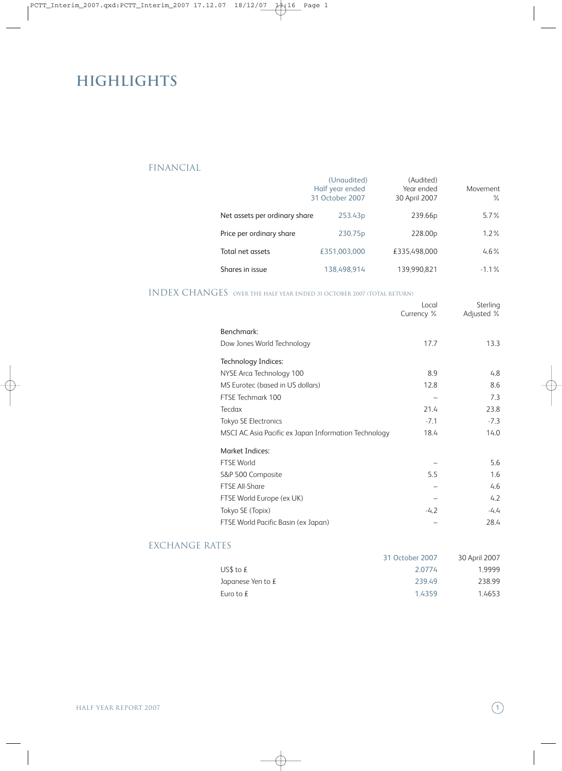# HIGHLIGHTS

## FINANCIAL

| | (Unaudited) Half year ended 31 October 2007 | (Audited) Year ended 30 April 2007 | Movement % |
|---|---|---|---|
| Net assets per ordinary share | 253.43p | 239.66p | 5.7% |
| Price per ordinary share | 230.75p | 228.00p | 1.2% |
| Total net assets | £351,003,000 | £335,498,000 | 4.6% |
| Shares in issue | 138,498,914 | 139,990,821 | -1.1% |

## INDEX CHANGES OVER THE HALF YEAR ENDED 31 OCTOBER 2007 (TOTAL RETURN)

| | Local Currency % | Sterling Adjusted % |
|---|---|---|
| **Benchmark:** | | |
| Dow Jones World Technology | 17.7 | 13.3 |
| **Technology Indices:** | | |
| NYSE Arca Technology 100 | 8.9 | 4.8 |
| MS Eurotec (based in US dollars) | 12.8 | 8.6 |
| FTSE Techmark 100 | – | 7.3 |
| Tecdax | 21.4 | 23.8 |
| Tokyo SE Electronics | -7.1 | -7.3 |
| MSCI AC Asia Pacific ex Japan Information Technology | 18.4 | 14.0 |
| **Market Indices:** | | |
| FTSE World | – | 5.6 |
| S&P 500 Composite | 5.5 | 1.6 |
| FTSE All-Share | – | 4.6 |
| FTSE World Europe (ex UK) | – | 4.2 |
| Tokyo SE (Topix) | -4.2 | -4.4 |
| FTSE World Pacific Basin (ex Japan) | – | 28.4 |

## EXCHANGE RATES

| | 31 October 2007 | 30 April 2007 |
|---|---|---|
| US$ to £ | 2.0774 | 1.9999 |
| Japanese Yen to £ | 239.49 | 238.99 |
| Euro to £ | 1.4359 | 1.4653 |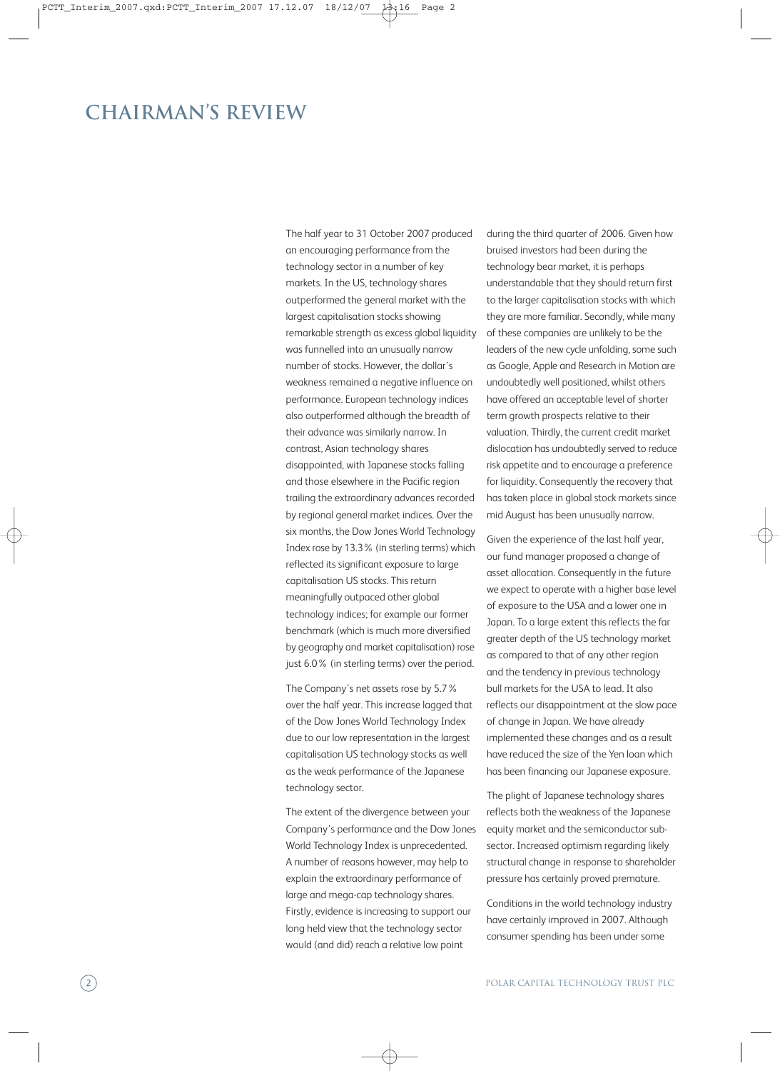# CHAIRMAN'S REVIEW

The half year to 31 October 2007 produced an encouraging performance from the technology sector in a number of key markets. In the US, technology shares outperformed the general market with the largest capitalisation stocks showing remarkable strength as excess global liquidity was funnelled into an unusually narrow number of stocks. However, the dollar's weakness remained a negative influence on performance. European technology indices also outperformed although the breadth of their advance was similarly narrow. In contrast, Asian technology shares disappointed, with Japanese stocks falling and those elsewhere in the Pacific region trailing the extraordinary advances recorded by regional general market indices. Over the six months, the Dow Jones World Technology Index rose by 13.3% (in sterling terms) which reflected its significant exposure to large capitalisation US stocks. This return meaningfully outpaced other global technology indices; for example our former benchmark (which is much more diversified by geography and market capitalisation) rose just 6.0% (in sterling terms) over the period.

The Company's net assets rose by 5.7% over the half year. This increase lagged that of the Dow Jones World Technology Index due to our low representation in the largest capitalisation US technology stocks as well as the weak performance of the Japanese technology sector.

The extent of the divergence between your Company's performance and the Dow Jones World Technology Index is unprecedented. A number of reasons however, may help to explain the extraordinary performance of large and mega-cap technology shares. Firstly, evidence is increasing to support our long held view that the technology sector would (and did) reach a relative low point during the third quarter of 2006. Given how bruised investors had been during the technology bear market, it is perhaps understandable that they should return first to the larger capitalisation stocks with which they are more familiar. Secondly, while many of these companies are unlikely to be the leaders of the new cycle unfolding, some such as Google, Apple and Research in Motion are undoubtedly well positioned, whilst others have offered an acceptable level of shorter term growth prospects relative to their valuation. Thirdly, the current credit market dislocation has undoubtedly served to reduce risk appetite and to encourage a preference for liquidity. Consequently the recovery that has taken place in global stock markets since mid August has been unusually narrow.

Given the experience of the last half year, our fund manager proposed a change of asset allocation. Consequently in the future we expect to operate with a higher base level of exposure to the USA and a lower one in Japan. To a large extent this reflects the far greater depth of the US technology market as compared to that of any other region and the tendency in previous technology bull markets for the USA to lead. It also reflects our disappointment at the slow pace of change in Japan. We have already implemented these changes and as a result have reduced the size of the Yen loan which has been financing our Japanese exposure.

The plight of Japanese technology shares reflects both the weakness of the Japanese equity market and the semiconductor sub-sector. Increased optimism regarding likely structural change in response to shareholder pressure has certainly proved premature.

Conditions in the world technology industry have certainly improved in 2007. Although consumer spending has been under some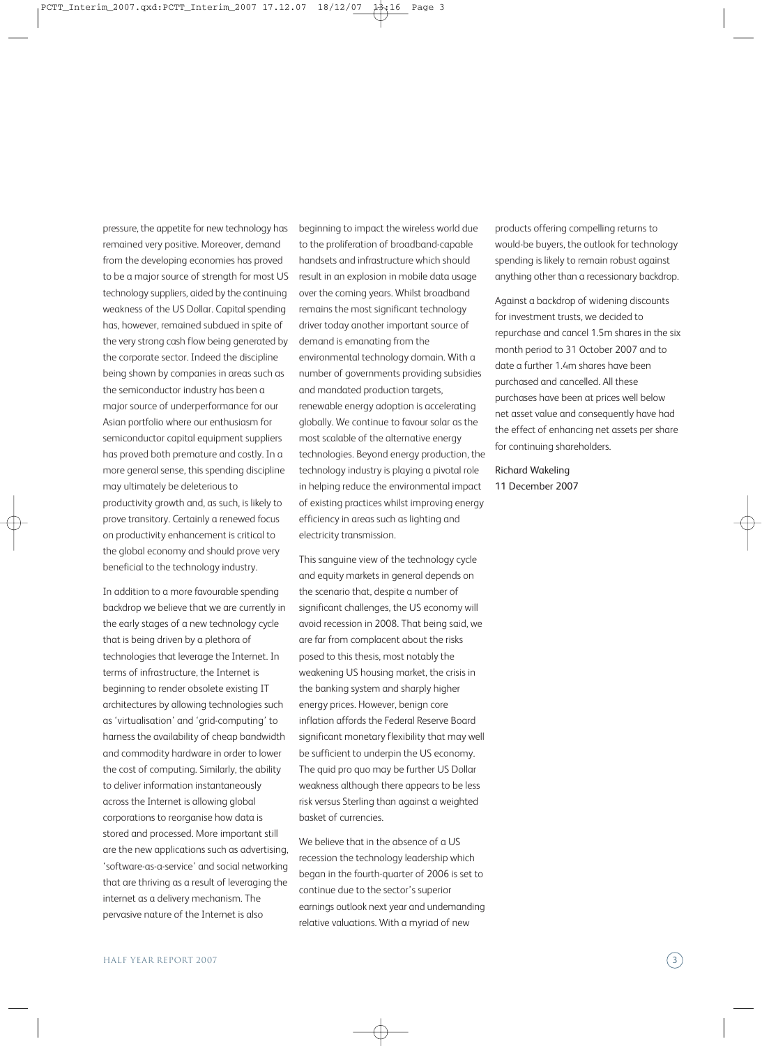pressure, the appetite for new technology has remained very positive. Moreover, demand from the developing economies has proved to be a major source of strength for most US technology suppliers, aided by the continuing weakness of the US Dollar. Capital spending has, however, remained subdued in spite of the very strong cash flow being generated by the corporate sector. Indeed the discipline being shown by companies in areas such as the semiconductor industry has been a major source of underperformance for our Asian portfolio where our enthusiasm for semiconductor capital equipment suppliers has proved both premature and costly. In a more general sense, this spending discipline may ultimately be deleterious to productivity growth and, as such, is likely to prove transitory. Certainly a renewed focus on productivity enhancement is critical to the global economy and should prove very beneficial to the technology industry.

In addition to a more favourable spending backdrop we believe that we are currently in the early stages of a new technology cycle that is being driven by a plethora of technologies that leverage the Internet. In terms of infrastructure, the Internet is beginning to render obsolete existing IT architectures by allowing technologies such as 'virtualisation' and 'grid-computing' to harness the availability of cheap bandwidth and commodity hardware in order to lower the cost of computing. Similarly, the ability to deliver information instantaneously across the Internet is allowing global corporations to reorganise how data is stored and processed. More important still are the new applications such as advertising, 'software-as-a-service' and social networking that are thriving as a result of leveraging the internet as a delivery mechanism. The pervasive nature of the Internet is also beginning to impact the wireless world due to the proliferation of broadband-capable handsets and infrastructure which should result in an explosion in mobile data usage over the coming years. Whilst broadband remains the most significant technology driver today another important source of demand is emanating from the environmental technology domain. With a number of governments providing subsidies and mandated production targets, renewable energy adoption is accelerating globally. We continue to favour solar as the most scalable of the alternative energy technologies. Beyond energy production, the technology industry is playing a pivotal role in helping reduce the environmental impact of existing practices whilst improving energy efficiency in areas such as lighting and electricity transmission.

This sanguine view of the technology cycle and equity markets in general depends on the scenario that, despite a number of significant challenges, the US economy will avoid recession in 2008. That being said, we are far from complacent about the risks posed to this thesis, most notably the weakening US housing market, the crisis in the banking system and sharply higher energy prices. However, benign core inflation affords the Federal Reserve Board significant monetary flexibility that may well be sufficient to underpin the US economy. The quid pro quo may be further US Dollar weakness although there appears to be less risk versus Sterling than against a weighted basket of currencies.

We believe that in the absence of a US recession the technology leadership which began in the fourth-quarter of 2006 is set to continue due to the sector's superior earnings outlook next year and undemanding relative valuations. With a myriad of new products offering compelling returns to would-be buyers, the outlook for technology spending is likely to remain robust against anything other than a recessionary backdrop.

Against a backdrop of widening discounts for investment trusts, we decided to repurchase and cancel 1.5m shares in the six month period to 31 October 2007 and to date a further 1.4m shares have been purchased and cancelled. All these purchases have been at prices well below net asset value and consequently have had the effect of enhancing net assets per share for continuing shareholders.

Richard Wakeling  
11 December 2007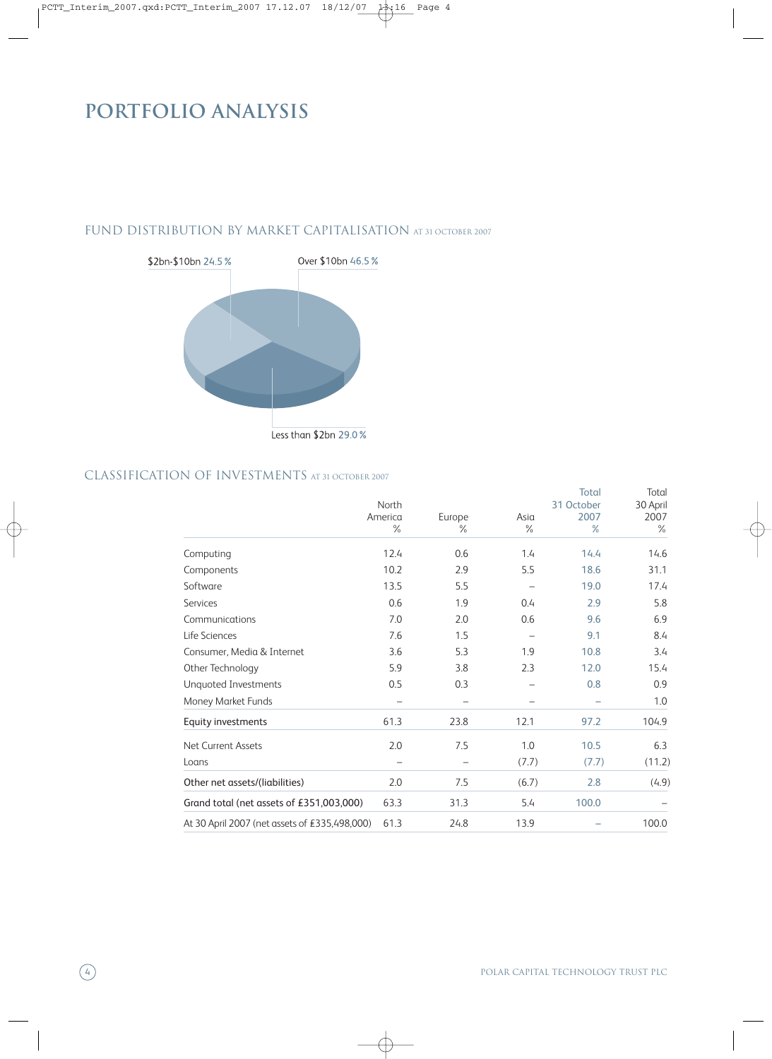# PORTFOLIO ANALYSIS

## FUND DISTRIBUTION BY MARKET CAPITALISATION AT 31 OCTOBER 2007

$2bn-$10bn 24.5 %

Over $10bn 46.5 %

Less than $2bn 29.0 %

## CLASSIFICATION OF INVESTMENTS AT 31 OCTOBER 2007

| | North America % | Europe % | Asia % | Total 31 October 2007 % | Total 30 April 2007 % |
|---|---|---|---|---|---|
| Computing | 12.4 | 0.6 | 1.4 | 14.4 | 14.6 |
| Components | 10.2 | 2.9 | 5.5 | 18.6 | 31.1 |
| Software | 13.5 | 5.5 | – | 19.0 | 17.4 |
| Services | 0.6 | 1.9 | 0.4 | 2.9 | 5.8 |
| Communications | 7.0 | 2.0 | 0.6 | 9.6 | 6.9 |
| Life Sciences | 7.6 | 1.5 | – | 9.1 | 8.4 |
| Consumer, Media & Internet | 3.6 | 5.3 | 1.9 | 10.8 | 3.4 |
| Other Technology | 5.9 | 3.8 | 2.3 | 12.0 | 15.4 |
| Unquoted Investments | 0.5 | 0.3 | – | 0.8 | 0.9 |
| Money Market Funds | – | – | – | – | 1.0 |
| Equity investments | 61.3 | 23.8 | 12.1 | 97.2 | 104.9 |
| Net Current Assets | 2.0 | 7.5 | 1.0 | 10.5 | 6.3 |
| Loans | – | – | (7.7) | (7.7) | (11.2) |
| Other net assets/(liabilities) | 2.0 | 7.5 | (6.7) | 2.8 | (4.9) |
| Grand total (net assets of £351,003,000) | 63.3 | 31.3 | 5.4 | 100.0 | – |
| At 30 April 2007 (net assets of £335,498,000) | 61.3 | 24.8 | 13.9 | – | 100.0 |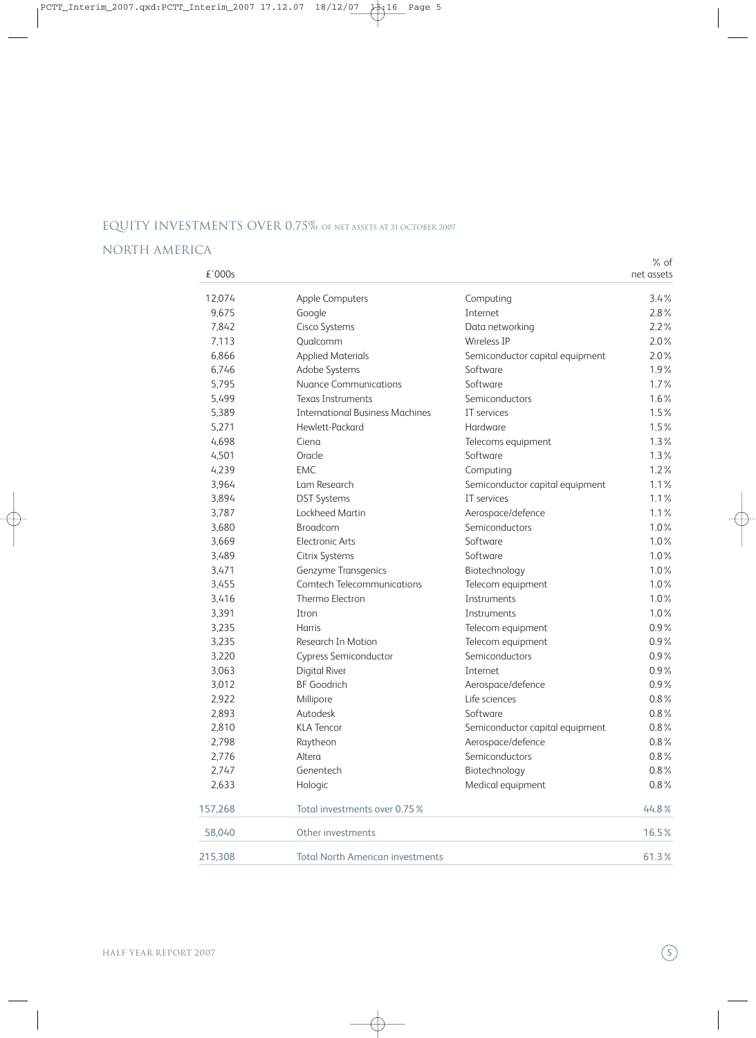## EQUITY INVESTMENTS OVER 0.75% OF NET ASSETS AT 31 OCTOBER 2007

## NORTH AMERICA

| £'000s | | | % of net assets |
|---|---|---|---|
| 12,074 | Apple Computers | Computing | 3.4% |
| 9,675 | Google | Internet | 2.8% |
| 7,842 | Cisco Systems | Data networking | 2.2% |
| 7,113 | Qualcomm | Wireless IP | 2.0% |
| 6,866 | Applied Materials | Semiconductor capital equipment | 2.0% |
| 6,746 | Adobe Systems | Software | 1.9% |
| 5,795 | Nuance Communications | Software | 1.7% |
| 5,499 | Texas Instruments | Semiconductors | 1.6% |
| 5,389 | International Business Machines | IT services | 1.5% |
| 5,271 | Hewlett-Packard | Hardware | 1.5% |
| 4,698 | Ciena | Telecoms equipment | 1.3% |
| 4,501 | Oracle | Software | 1.3% |
| 4,239 | EMC | Computing | 1.2% |
| 3,964 | Lam Research | Semiconductor capital equipment | 1.1% |
| 3,894 | DST Systems | IT services | 1.1% |
| 3,787 | Lockheed Martin | Aerospace/defence | 1.1% |
| 3,680 | Broadcom | Semiconductors | 1.0% |
| 3,669 | Electronic Arts | Software | 1.0% |
| 3,489 | Citrix Systems | Software | 1.0% |
| 3,471 | Genzyme Transgenics | Biotechnology | 1.0% |
| 3,455 | Comtech Telecommunications | Telecom equipment | 1.0% |
| 3,416 | Thermo Electron | Instruments | 1.0% |
| 3,391 | Itron | Instruments | 1.0% |
| 3,235 | Harris | Telecom equipment | 0.9% |
| 3,235 | Research In Motion | Telecom equipment | 0.9% |
| 3,220 | Cypress Semiconductor | Semiconductors | 0.9% |
| 3,063 | Digital River | Internet | 0.9% |
| 3,012 | BF Goodrich | Aerospace/defence | 0.9% |
| 2,922 | Millipore | Life sciences | 0.8% |
| 2,893 | Autodesk | Software | 0.8% |
| 2,810 | KLA Tencor | Semiconductor capital equipment | 0.8% |
| 2,798 | Raytheon | Aerospace/defence | 0.8% |
| 2,776 | Altera | Semiconductors | 0.8% |
| 2,747 | Genentech | Biotechnology | 0.8% |
| 2,633 | Hologic | Medical equipment | 0.8% |
| 157,268 | Total investments over 0.75% | | 44.8% |
| 58,040 | Other investments | | 16.5% |
| 215,308 | Total North American investments | | 61.3% |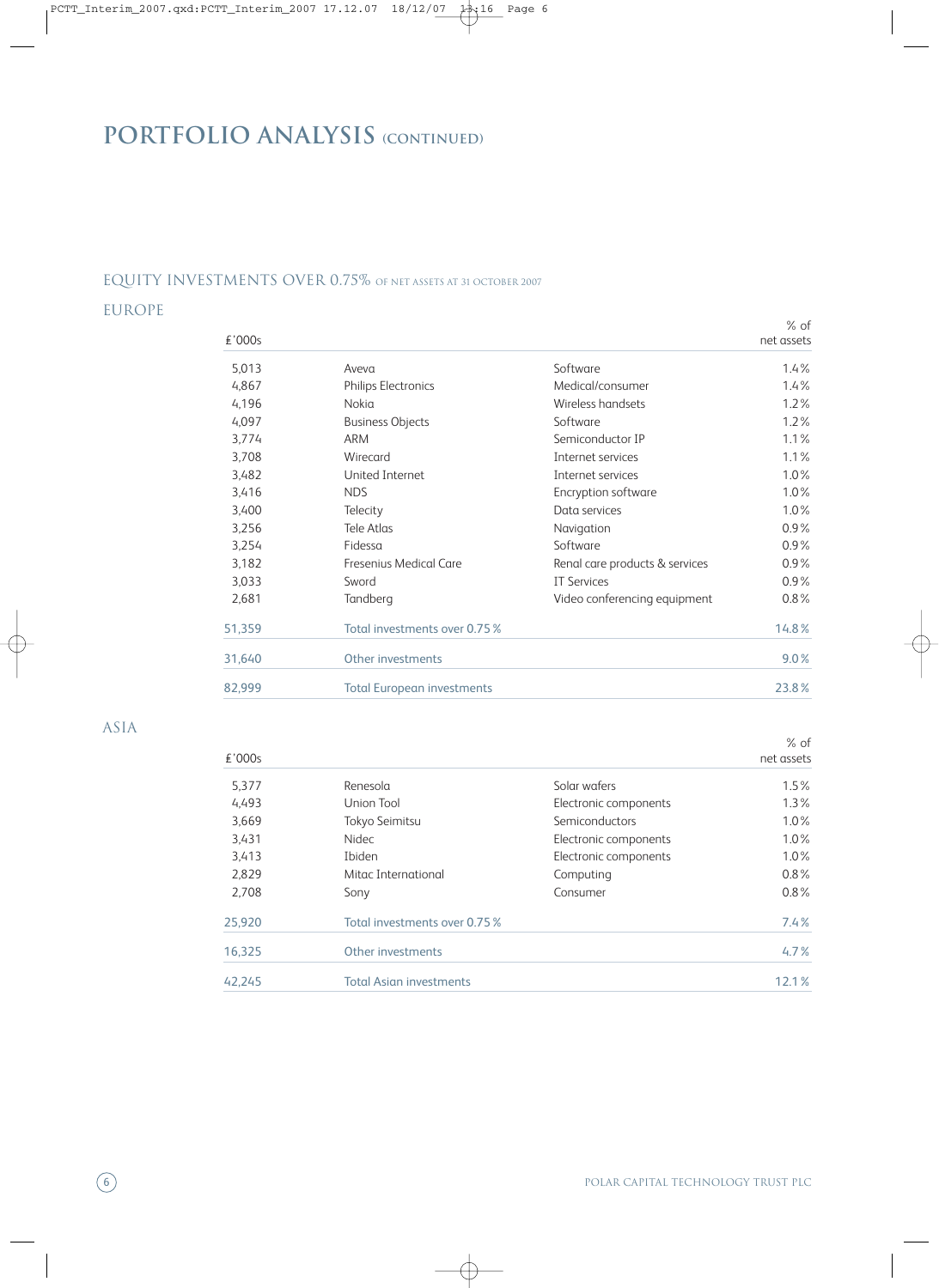# PORTFOLIO ANALYSIS (CONTINUED)

## EQUITY INVESTMENTS OVER 0.75% OF NET ASSETS AT 31 OCTOBER 2007

### EUROPE

| £'000s | | | % of net assets |
|---|---|---|---|
| 5,013 | Aveva | Software | 1.4% |
| 4,867 | Philips Electronics | Medical/consumer | 1.4% |
| 4,196 | Nokia | Wireless handsets | 1.2% |
| 4,097 | Business Objects | Software | 1.2% |
| 3,774 | ARM | Semiconductor IP | 1.1% |
| 3,708 | Wirecard | Internet services | 1.1% |
| 3,482 | United Internet | Internet services | 1.0% |
| 3,416 | NDS | Encryption software | 1.0% |
| 3,400 | Telecity | Data services | 1.0% |
| 3,256 | Tele Atlas | Navigation | 0.9% |
| 3,254 | Fidessa | Software | 0.9% |
| 3,182 | Fresenius Medical Care | Renal care products & services | 0.9% |
| 3,033 | Sword | IT Services | 0.9% |
| 2,681 | Tandberg | Video conferencing equipment | 0.8% |
| 51,359 | Total investments over 0.75 % | | 14.8% |
| 31,640 | Other investments | | 9.0% |
| 82,999 | Total European investments | | 23.8% |

### ASIA

| £'000s | | | % of net assets |
|---|---|---|---|
| 5,377 | Renesola | Solar wafers | 1.5% |
| 4,493 | Union Tool | Electronic components | 1.3% |
| 3,669 | Tokyo Seimitsu | Semiconductors | 1.0% |
| 3,431 | Nidec | Electronic components | 1.0% |
| 3,413 | Ibiden | Electronic components | 1.0% |
| 2,829 | Mitac International | Computing | 0.8% |
| 2,708 | Sony | Consumer | 0.8% |
| 25,920 | Total investments over 0.75 % | | 7.4% |
| 16,325 | Other investments | | 4.7% |
| 42,245 | Total Asian investments | | 12.1% |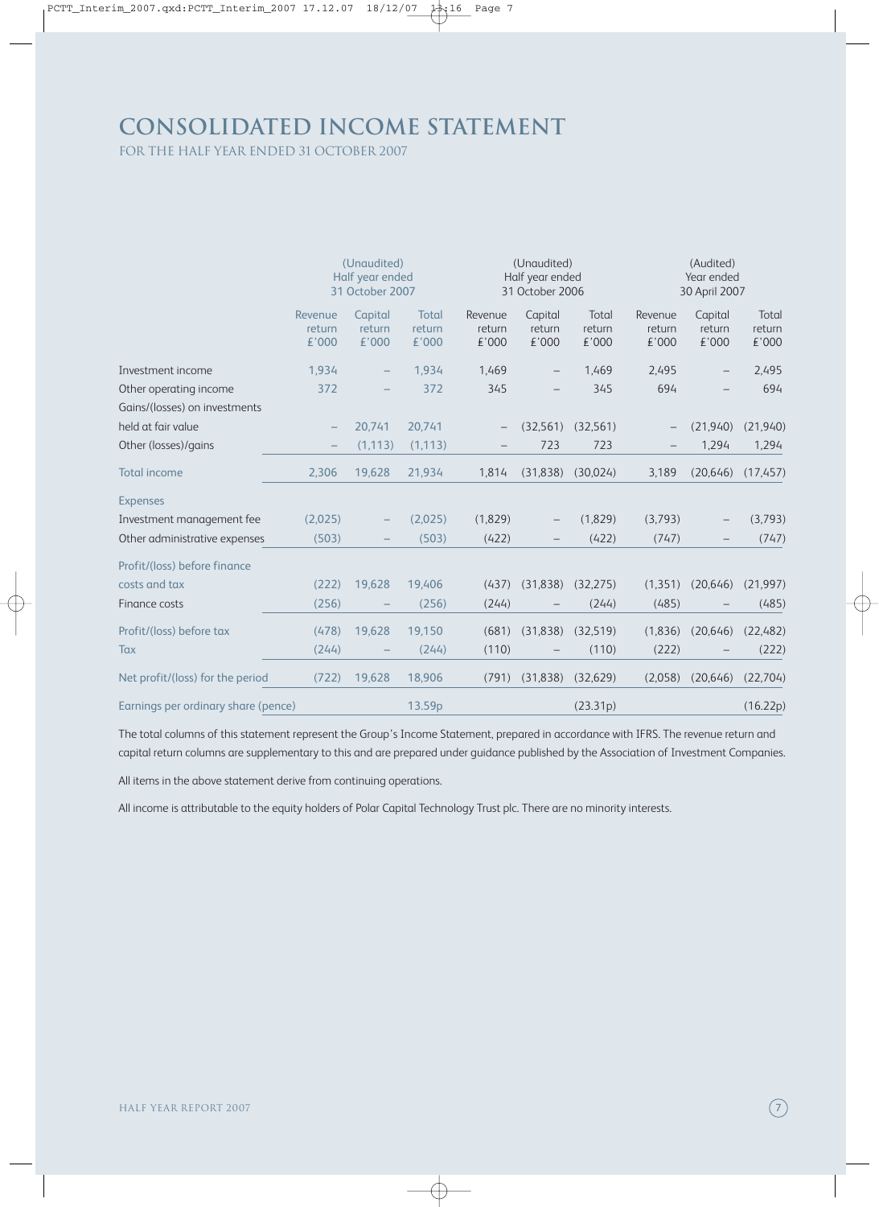# CONSOLIDATED INCOME STATEMENT

FOR THE HALF YEAR ENDED 31 OCTOBER 2007

| | (Unaudited) Half year ended 31 October 2007 | | | (Unaudited) Half year ended 31 October 2006 | | | (Audited) Year ended 30 April 2007 | | |
|---|---|---|---|---|---|---|---|---|---|
| | Revenue return £'000 | Capital return £'000 | Total return £'000 | Revenue return £'000 | Capital return £'000 | Total return £'000 | Revenue return £'000 | Capital return £'000 | Total return £'000 |
| Investment income | 1,934 | – | 1,934 | 1,469 | – | 1,469 | 2,495 | – | 2,495 |
| Other operating income | 372 | – | 372 | 345 | – | 345 | 694 | – | 694 |
| Gains/(losses) on investments held at fair value | – | 20,741 | 20,741 | – | (32,561) | (32,561) | – | (21,940) | (21,940) |
| Other (losses)/gains | – | (1,113) | (1,113) | – | 723 | 723 | – | 1,294 | 1,294 |
| Total income | 2,306 | 19,628 | 21,934 | 1,814 | (31,838) | (30,024) | 3,189 | (20,646) | (17,457) |
| Expenses | | | | | | | | | |
| Investment management fee | (2,025) | – | (2,025) | (1,829) | – | (1,829) | (3,793) | – | (3,793) |
| Other administrative expenses | (503) | – | (503) | (422) | – | (422) | (747) | – | (747) |
| Profit/(loss) before finance costs and tax | (222) | 19,628 | 19,406 | (437) | (31,838) | (32,275) | (1,351) | (20,646) | (21,997) |
| Finance costs | (256) | – | (256) | (244) | – | (244) | (485) | – | (485) |
| Profit/(loss) before tax | (478) | 19,628 | 19,150 | (681) | (31,838) | (32,519) | (1,836) | (20,646) | (22,482) |
| Tax | (244) | – | (244) | (110) | – | (110) | (222) | – | (222) |
| Net profit/(loss) for the period | (722) | 19,628 | 18,906 | (791) | (31,838) | (32,629) | (2,058) | (20,646) | (22,704) |
| Earnings per ordinary share (pence) | | | 13.59p | | | (23.31p) | | | (16.22p) |

The total columns of this statement represent the Group's Income Statement, prepared in accordance with IFRS. The revenue return and capital return columns are supplementary to this and are prepared under guidance published by the Association of Investment Companies.

All items in the above statement derive from continuing operations.

All income is attributable to the equity holders of Polar Capital Technology Trust plc. There are no minority interests.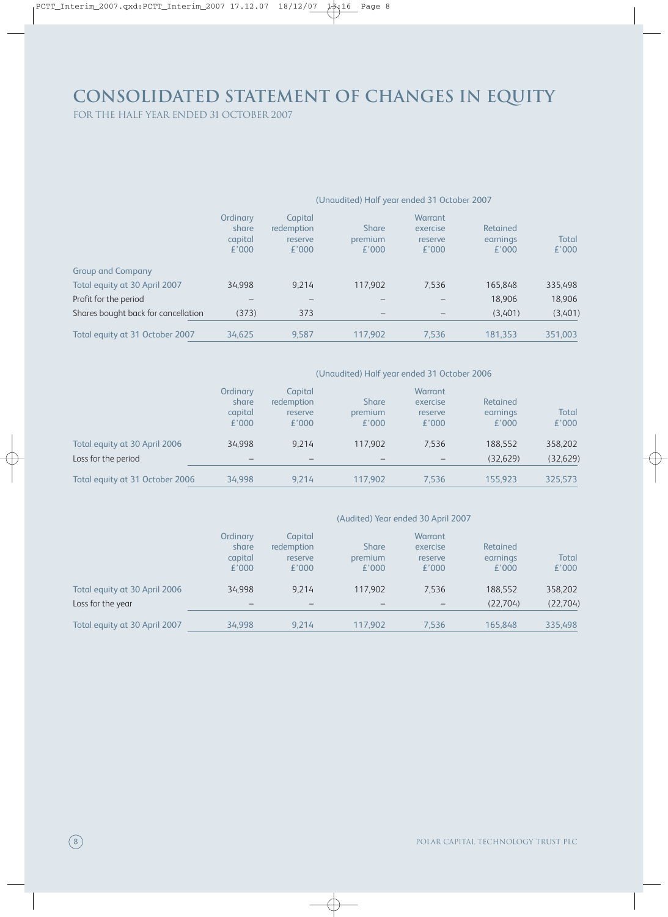# CONSOLIDATED STATEMENT OF CHANGES IN EQUITY

FOR THE HALF YEAR ENDED 31 OCTOBER 2007

| | (Unaudited) Half year ended 31 October 2007 | | | | | |
|---|---|---|---|---|---|---|
| | Ordinary share capital £'000 | Capital redemption reserve £'000 | Share premium £'000 | Warrant exercise reserve £'000 | Retained earnings £'000 | Total £'000 |
| Group and Company | | | | | | |
| Total equity at 30 April 2007 | 34,998 | 9,214 | 117,902 | 7,536 | 165,848 | 335,498 |
| Profit for the period | – | – | – | – | 18,906 | 18,906 |
| Shares bought back for cancellation | (373) | 373 | – | – | (3,401) | (3,401) |
| Total equity at 31 October 2007 | 34,625 | 9,587 | 117,902 | 7,536 | 181,353 | 351,003 |

| | (Unaudited) Half year ended 31 October 2006 | | | | | |
|---|---|---|---|---|---|---|
| | Ordinary share capital £'000 | Capital redemption reserve £'000 | Share premium £'000 | Warrant exercise reserve £'000 | Retained earnings £'000 | Total £'000 |
| Total equity at 30 April 2006 | 34,998 | 9,214 | 117,902 | 7,536 | 188,552 | 358,202 |
| Loss for the period | – | – | – | – | (32,629) | (32,629) |
| Total equity at 31 October 2006 | 34,998 | 9,214 | 117,902 | 7,536 | 155,923 | 325,573 |

| | (Audited) Year ended 30 April 2007 | | | | | |
|---|---|---|---|---|---|---|
| | Ordinary share capital £'000 | Capital redemption reserve £'000 | Share premium £'000 | Warrant exercise reserve £'000 | Retained earnings £'000 | Total £'000 |
| Total equity at 30 April 2006 | 34,998 | 9,214 | 117,902 | 7,536 | 188,552 | 358,202 |
| Loss for the year | – | – | – | – | (22,704) | (22,704) |
| Total equity at 30 April 2007 | 34,998 | 9,214 | 117,902 | 7,536 | 165,848 | 335,498 |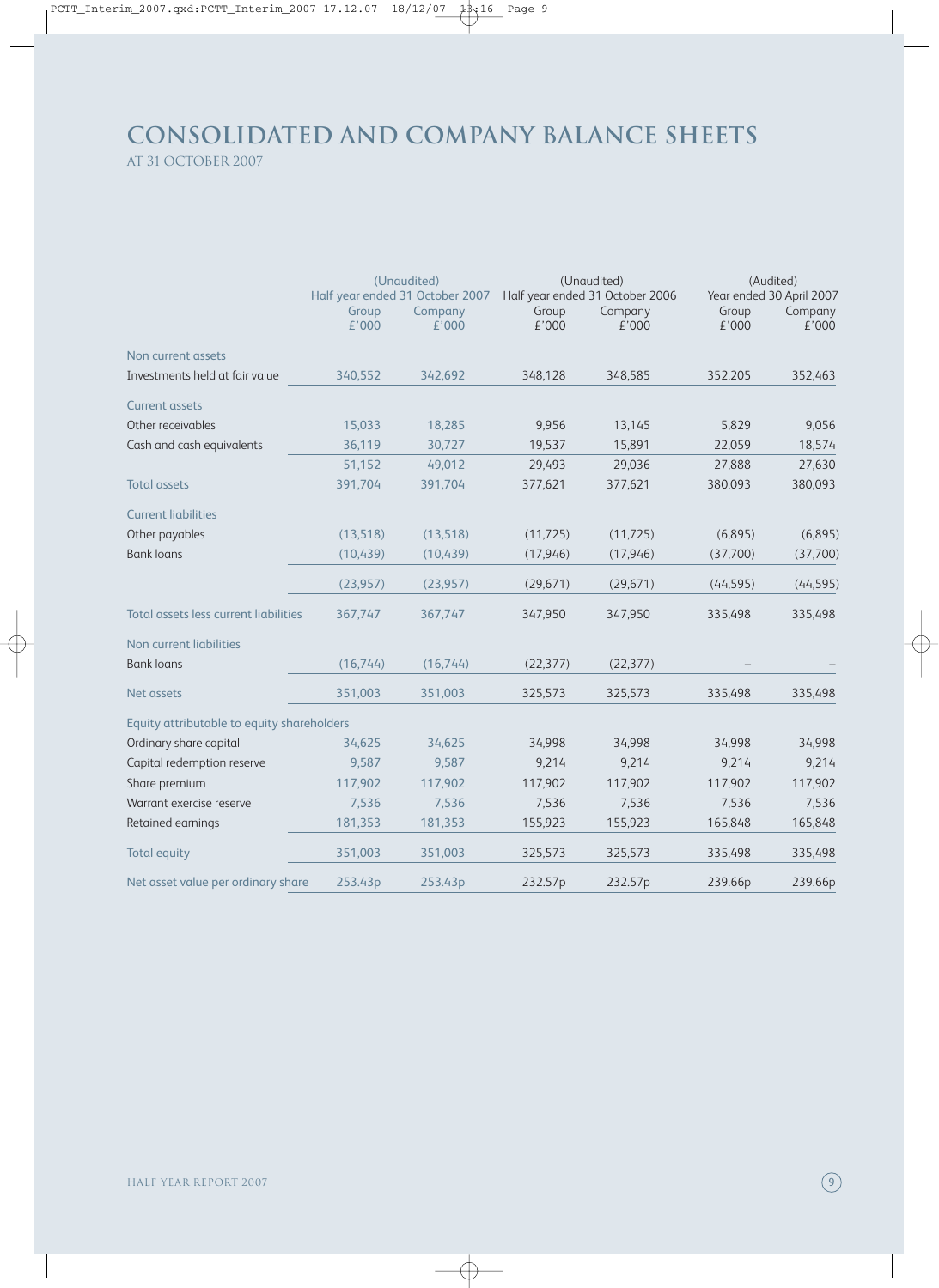# CONSOLIDATED AND COMPANY BALANCE SHEETS

AT 31 OCTOBER 2007

| | (Unaudited) Half year ended 31 October 2007 | | (Unaudited) Half year ended 31 October 2006 | | (Audited) Year ended 30 April 2007 | |
|---|---|---|---|---|---|---|
| | Group £'000 | Company £'000 | Group £'000 | Company £'000 | Group £'000 | Company £'000 |
| **Non current assets** | | | | | | |
| Investments held at fair value | 340,552 | 342,692 | 348,128 | 348,585 | 352,205 | 352,463 |
| **Current assets** | | | | | | |
| Other receivables | 15,033 | 18,285 | 9,956 | 13,145 | 5,829 | 9,056 |
| Cash and cash equivalents | 36,119 | 30,727 | 19,537 | 15,891 | 22,059 | 18,574 |
| | 51,152 | 49,012 | 29,493 | 29,036 | 27,888 | 27,630 |
| **Total assets** | 391,704 | 391,704 | 377,621 | 377,621 | 380,093 | 380,093 |
| **Current liabilities** | | | | | | |
| Other payables | (13,518) | (13,518) | (11,725) | (11,725) | (6,895) | (6,895) |
| Bank loans | (10,439) | (10,439) | (17,946) | (17,946) | (37,700) | (37,700) |
| | (23,957) | (23,957) | (29,671) | (29,671) | (44,595) | (44,595) |
| **Total assets less current liabilities** | 367,747 | 367,747 | 347,950 | 347,950 | 335,498 | 335,498 |
| **Non current liabilities** | | | | | | |
| Bank loans | (16,744) | (16,744) | (22,377) | (22,377) | – | – |
| **Net assets** | 351,003 | 351,003 | 325,573 | 325,573 | 335,498 | 335,498 |
| **Equity attributable to equity shareholders** | | | | | | |
| Ordinary share capital | 34,625 | 34,625 | 34,998 | 34,998 | 34,998 | 34,998 |
| Capital redemption reserve | 9,587 | 9,587 | 9,214 | 9,214 | 9,214 | 9,214 |
| Share premium | 117,902 | 117,902 | 117,902 | 117,902 | 117,902 | 117,902 |
| Warrant exercise reserve | 7,536 | 7,536 | 7,536 | 7,536 | 7,536 | 7,536 |
| Retained earnings | 181,353 | 181,353 | 155,923 | 155,923 | 165,848 | 165,848 |
| **Total equity** | 351,003 | 351,003 | 325,573 | 325,573 | 335,498 | 335,498 |
| **Net asset value per ordinary share** | 253.43p | 253.43p | 232.57p | 232.57p | 239.66p | 239.66p |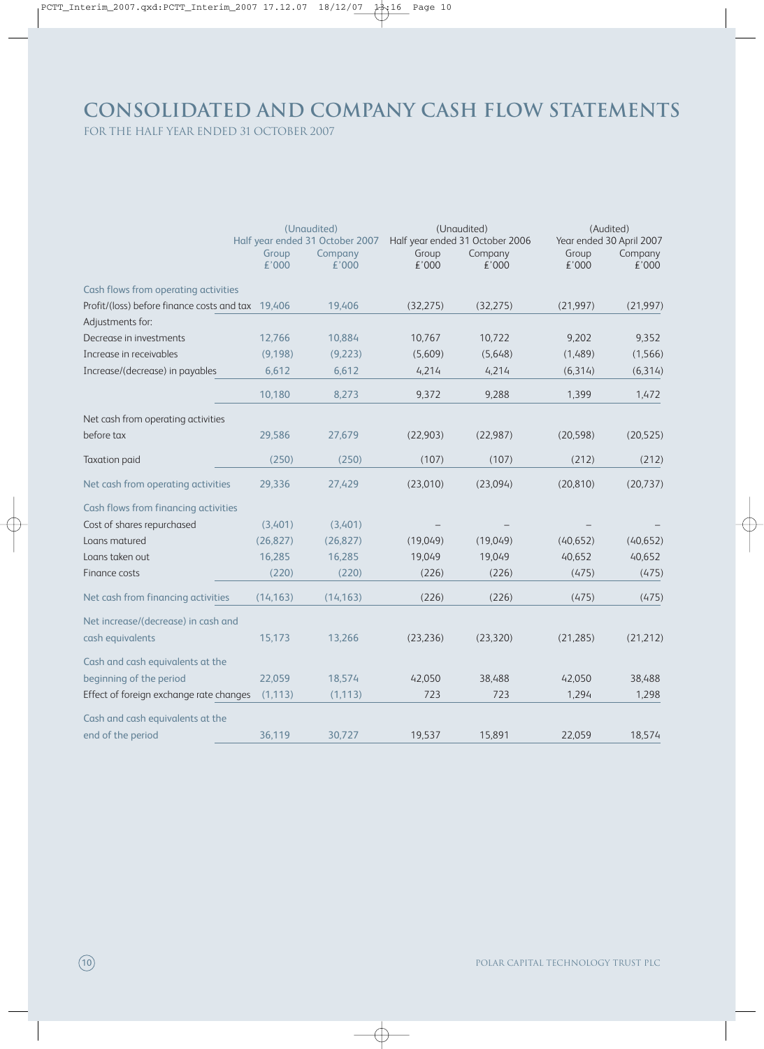# CONSOLIDATED AND COMPANY CASH FLOW STATEMENTS

FOR THE HALF YEAR ENDED 31 OCTOBER 2007

| | (Unaudited) Half year ended 31 October 2007 | | (Unaudited) Half year ended 31 October 2006 | | (Audited) Year ended 30 April 2007 | |
|---|---|---|---|---|---|---|
| | Group £'000 | Company £'000 | Group £'000 | Company £'000 | Group £'000 | Company £'000 |
| Cash flows from operating activities | | | | | | |
| Profit/(loss) before finance costs and tax | 19,406 | 19,406 | (32,275) | (32,275) | (21,997) | (21,997) |
| Adjustments for: | | | | | | |
| Decrease in investments | 12,766 | 10,884 | 10,767 | 10,722 | 9,202 | 9,352 |
| Increase in receivables | (9,198) | (9,223) | (5,609) | (5,648) | (1,489) | (1,566) |
| Increase/(decrease) in payables | 6,612 | 6,612 | 4,214 | 4,214 | (6,314) | (6,314) |
| | 10,180 | 8,273 | 9,372 | 9,288 | 1,399 | 1,472 |
| Net cash from operating activities before tax | 29,586 | 27,679 | (22,903) | (22,987) | (20,598) | (20,525) |
| Taxation paid | (250) | (250) | (107) | (107) | (212) | (212) |
| Net cash from operating activities | 29,336 | 27,429 | (23,010) | (23,094) | (20,810) | (20,737) |
| Cash flows from financing activities | | | | | | |
| Cost of shares repurchased | (3,401) | (3,401) | – | – | – | – |
| Loans matured | (26,827) | (26,827) | (19,049) | (19,049) | (40,652) | (40,652) |
| Loans taken out | 16,285 | 16,285 | 19,049 | 19,049 | 40,652 | 40,652 |
| Finance costs | (220) | (220) | (226) | (226) | (475) | (475) |
| Net cash from financing activities | (14,163) | (14,163) | (226) | (226) | (475) | (475) |
| Net increase/(decrease) in cash and cash equivalents | 15,173 | 13,266 | (23,236) | (23,320) | (21,285) | (21,212) |
| Cash and cash equivalents at the beginning of the period | 22,059 | 18,574 | 42,050 | 38,488 | 42,050 | 38,488 |
| Effect of foreign exchange rate changes | (1,113) | (1,113) | 723 | 723 | 1,294 | 1,298 |
| Cash and cash equivalents at the end of the period | 36,119 | 30,727 | 19,537 | 15,891 | 22,059 | 18,574 |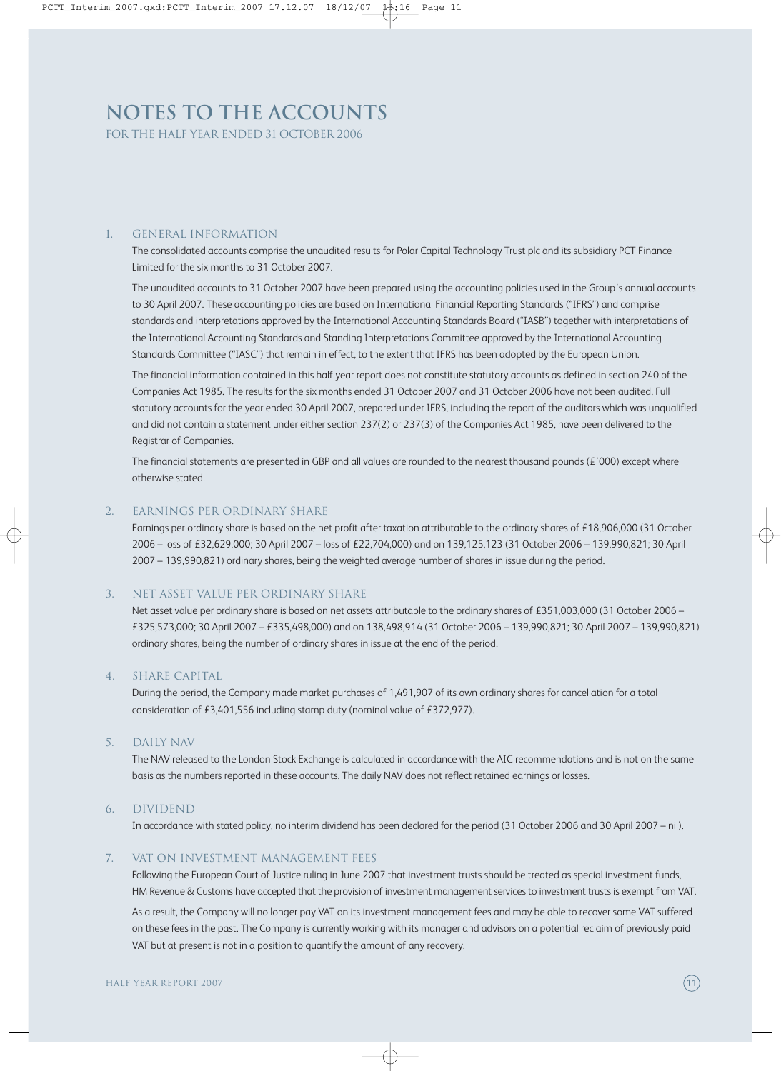# NOTES TO THE ACCOUNTS

FOR THE HALF YEAR ENDED 31 OCTOBER 2006

## 1. GENERAL INFORMATION

The consolidated accounts comprise the unaudited results for Polar Capital Technology Trust plc and its subsidiary PCT Finance Limited for the six months to 31 October 2007.

The unaudited accounts to 31 October 2007 have been prepared using the accounting policies used in the Group's annual accounts to 30 April 2007. These accounting policies are based on International Financial Reporting Standards ("IFRS") and comprise standards and interpretations approved by the International Accounting Standards Board ("IASB") together with interpretations of the International Accounting Standards and Standing Interpretations Committee approved by the International Accounting Standards Committee ("IASC") that remain in effect, to the extent that IFRS has been adopted by the European Union.

The financial information contained in this half year report does not constitute statutory accounts as defined in section 240 of the Companies Act 1985. The results for the six months ended 31 October 2007 and 31 October 2006 have not been audited. Full statutory accounts for the year ended 30 April 2007, prepared under IFRS, including the report of the auditors which was unqualified and did not contain a statement under either section 237(2) or 237(3) of the Companies Act 1985, have been delivered to the Registrar of Companies.

The financial statements are presented in GBP and all values are rounded to the nearest thousand pounds (£'000) except where otherwise stated.

## 2. EARNINGS PER ORDINARY SHARE

Earnings per ordinary share is based on the net profit after taxation attributable to the ordinary shares of £18,906,000 (31 October 2006 – loss of £32,629,000; 30 April 2007 – loss of £22,704,000) and on 139,125,123 (31 October 2006 – 139,990,821; 30 April 2007 – 139,990,821) ordinary shares, being the weighted average number of shares in issue during the period.

## 3. NET ASSET VALUE PER ORDINARY SHARE

Net asset value per ordinary share is based on net assets attributable to the ordinary shares of £351,003,000 (31 October 2006 – £325,573,000; 30 April 2007 – £335,498,000) and on 138,498,914 (31 October 2006 – 139,990,821; 30 April 2007 – 139,990,821) ordinary shares, being the number of ordinary shares in issue at the end of the period.

## 4. SHARE CAPITAL

During the period, the Company made market purchases of 1,491,907 of its own ordinary shares for cancellation for a total consideration of £3,401,556 including stamp duty (nominal value of £372,977).

## 5. DAILY NAV

The NAV released to the London Stock Exchange is calculated in accordance with the AIC recommendations and is not on the same basis as the numbers reported in these accounts. The daily NAV does not reflect retained earnings or losses.

## 6. DIVIDEND

In accordance with stated policy, no interim dividend has been declared for the period (31 October 2006 and 30 April 2007 – nil).

## 7. VAT ON INVESTMENT MANAGEMENT FEES

Following the European Court of Justice ruling in June 2007 that investment trusts should be treated as special investment funds, HM Revenue & Customs have accepted that the provision of investment management services to investment trusts is exempt from VAT.

As a result, the Company will no longer pay VAT on its investment management fees and may be able to recover some VAT suffered on these fees in the past. The Company is currently working with its manager and advisors on a potential reclaim of previously paid VAT but at present is not in a position to quantify the amount of any recovery.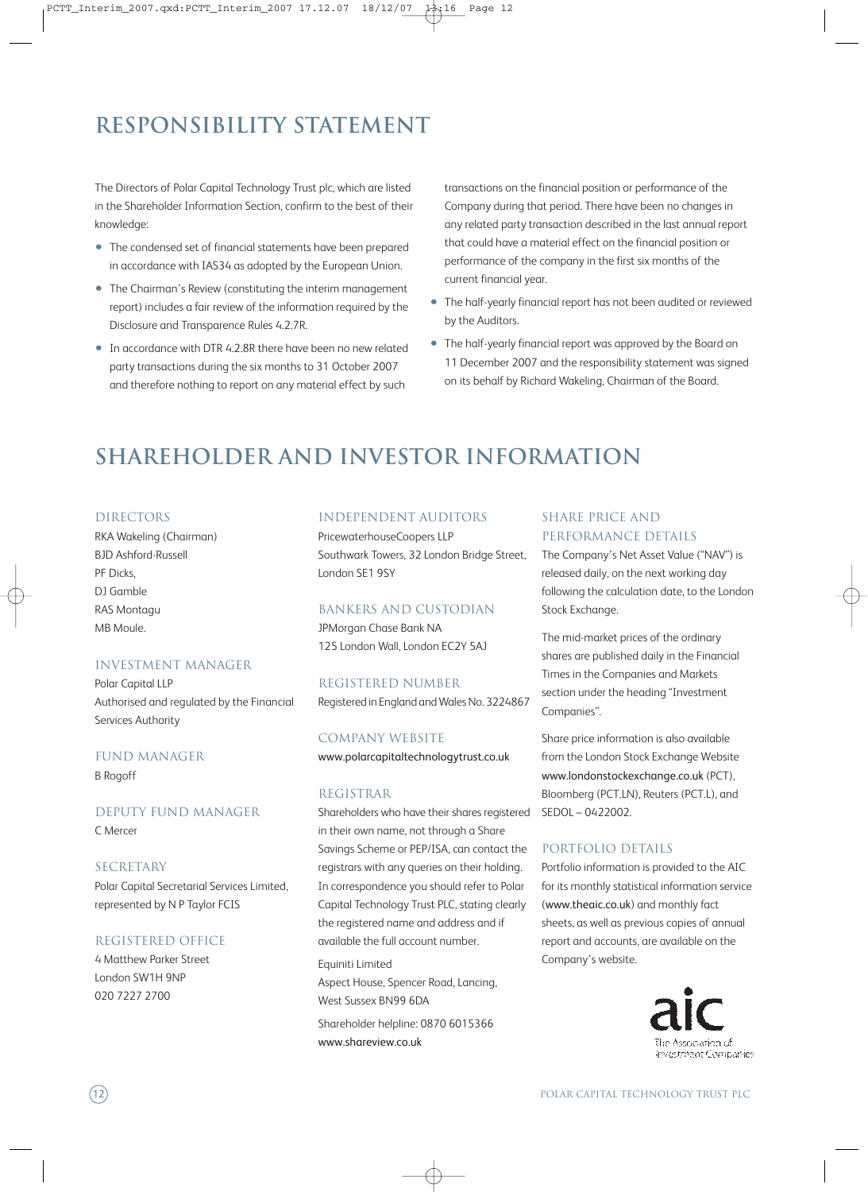# RESPONSIBILITY STATEMENT

The Directors of Polar Capital Technology Trust plc, which are listed in the Shareholder Information Section, confirm to the best of their knowledge:

- The condensed set of financial statements have been prepared in accordance with IAS34 as adopted by the European Union.
- The Chairman's Review (constituting the interim management report) includes a fair review of the information required by the Disclosure and Transparence Rules 4.2.7R.
- In accordance with DTR 4.2.8R there have been no new related party transactions during the six months to 31 October 2007 and therefore nothing to report on any material effect by such transactions on the financial position or performance of the Company during that period. There have been no changes in any related party transaction described in the last annual report that could have a material effect on the financial position or performance of the company in the first six months of the current financial year.
- The half-yearly financial report has not been audited or reviewed by the Auditors.
- The half-yearly financial report was approved by the Board on 11 December 2007 and the responsibility statement was signed on its behalf by Richard Wakeling, Chairman of the Board.

# SHAREHOLDER AND INVESTOR INFORMATION

## DIRECTORS

RKA Wakeling (Chairman)
BJD Ashford-Russell
PF Dicks,
DJ Gamble
RAS Montagu
MB Moule.

## INVESTMENT MANAGER

Polar Capital LLP
Authorised and regulated by the Financial Services Authority

## FUND MANAGER

B Rogoff

## DEPUTY FUND MANAGER

C Mercer

## SECRETARY

Polar Capital Secretarial Services Limited, represented by N P Taylor FCIS

## REGISTERED OFFICE

4 Matthew Parker Street
London SW1H 9NP
020 7227 2700

## INDEPENDENT AUDITORS

PricewaterhouseCoopers LLP
Southwark Towers, 32 London Bridge Street, London SE1 9SY

## BANKERS AND CUSTODIAN

JPMorgan Chase Bank NA
125 London Wall, London EC2Y 5AJ

## REGISTERED NUMBER

Registered in England and Wales No. 3224867

## COMPANY WEBSITE

www.polarcapitaltechnologytrust.co.uk

## REGISTRAR

Shareholders who have their shares registered in their own name, not through a Share Savings Scheme or PEP/ISA, can contact the registrars with any queries on their holding. In correspondence you should refer to Polar Capital Technology Trust PLC, stating clearly the registered name and address and if available the full account number.

Equiniti Limited
Aspect House, Spencer Road, Lancing, West Sussex BN99 6DA

Shareholder helpline: 0870 6015366
www.shareview.co.uk

## SHARE PRICE AND PERFORMANCE DETAILS

The Company's Net Asset Value ("NAV") is released daily, on the next working day following the calculation date, to the London Stock Exchange.

The mid-market prices of the ordinary shares are published daily in the Financial Times in the Companies and Markets section under the heading "Investment Companies".

Share price information is also available from the London Stock Exchange Website www.londonstockexchange.co.uk (PCT), Bloomberg (PCT.LN), Reuters (PCT.L), and SEDOL – 0422002.

## PORTFOLIO DETAILS

Portfolio information is provided to the AIC for its monthly statistical information service (www.theaic.co.uk) and monthly fact sheets, as well as previous copies of annual report and accounts, are available on the Company's website.

aic
The Association of Investment Companies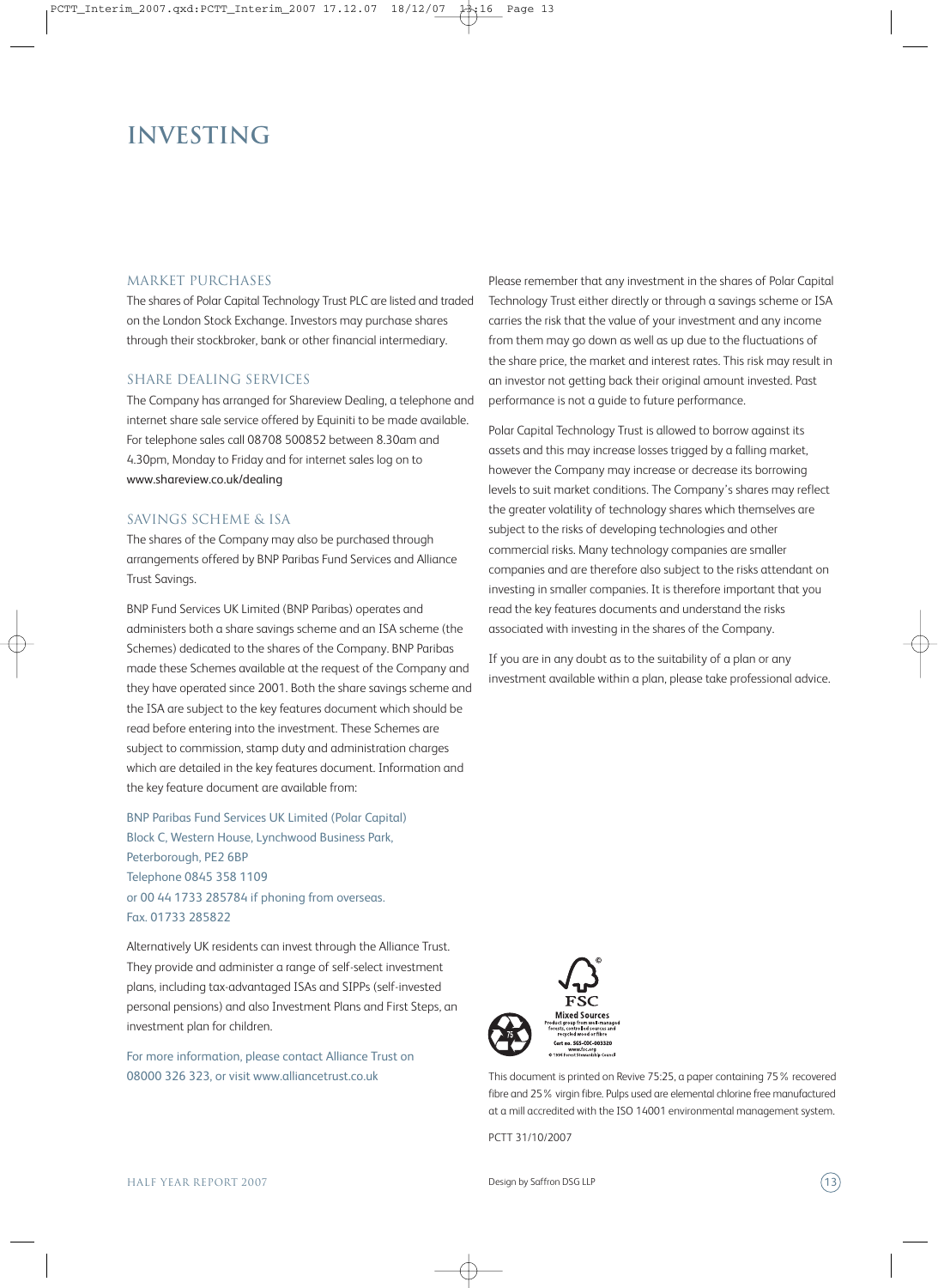# INVESTING

## MARKET PURCHASES

The shares of Polar Capital Technology Trust PLC are listed and traded on the London Stock Exchange. Investors may purchase shares through their stockbroker, bank or other financial intermediary.

## SHARE DEALING SERVICES

The Company has arranged for Shareview Dealing, a telephone and internet share sale service offered by Equiniti to be made available. For telephone sales call 08708 500852 between 8.30am and 4.30pm, Monday to Friday and for internet sales log on to www.shareview.co.uk/dealing

## SAVINGS SCHEME & ISA

The shares of the Company may also be purchased through arrangements offered by BNP Paribas Fund Services and Alliance Trust Savings.

BNP Fund Services UK Limited (BNP Paribas) operates and administers both a share savings scheme and an ISA scheme (the Schemes) dedicated to the shares of the Company. BNP Paribas made these Schemes available at the request of the Company and they have operated since 2001. Both the share savings scheme and the ISA are subject to the key features document which should be read before entering into the investment. These Schemes are subject to commission, stamp duty and administration charges which are detailed in the key features document. Information and the key feature document are available from:

BNP Paribas Fund Services UK Limited (Polar Capital)
Block C, Western House, Lynchwood Business Park,
Peterborough, PE2 6BP
Telephone 0845 358 1109
or 00 44 1733 285784 if phoning from overseas.
Fax. 01733 285822

Alternatively UK residents can invest through the Alliance Trust. They provide and administer a range of self-select investment plans, including tax-advantaged ISAs and SIPPs (self-invested personal pensions) and also Investment Plans and First Steps, an investment plan for children.

For more information, please contact Alliance Trust on 08000 326 323, or visit www.alliancetrust.co.uk

Please remember that any investment in the shares of Polar Capital Technology Trust either directly or through a savings scheme or ISA carries the risk that the value of your investment and any income from them may go down as well as up due to the fluctuations of the share price, the market and interest rates. This risk may result in an investor not getting back their original amount invested. Past performance is not a guide to future performance.

Polar Capital Technology Trust is allowed to borrow against its assets and this may increase losses trigged by a falling market, however the Company may increase or decrease its borrowing levels to suit market conditions. The Company's shares may reflect the greater volatility of technology shares which themselves are subject to the risks of developing technologies and other commercial risks. Many technology companies are smaller companies and are therefore also subject to the risks attendant on investing in smaller companies. It is therefore important that you read the key features documents and understand the risks associated with investing in the shares of the Company.

If you are in any doubt as to the suitability of a plan or any investment available within a plan, please take professional advice.

FSC Mixed Sources
Product group from well-managed forests, controlled sources and recycled wood or fibre
Cert no. SGS-COC-003320
www.fsc.org
© 1996 Forest Stewardship Council

This document is printed on Revive 75:25, a paper containing 75% recovered fibre and 25% virgin fibre. Pulps used are elemental chlorine free manufactured at a mill accredited with the ISO 14001 environmental management system.

PCTT 31/10/2007

Design by Saffron DSG LLP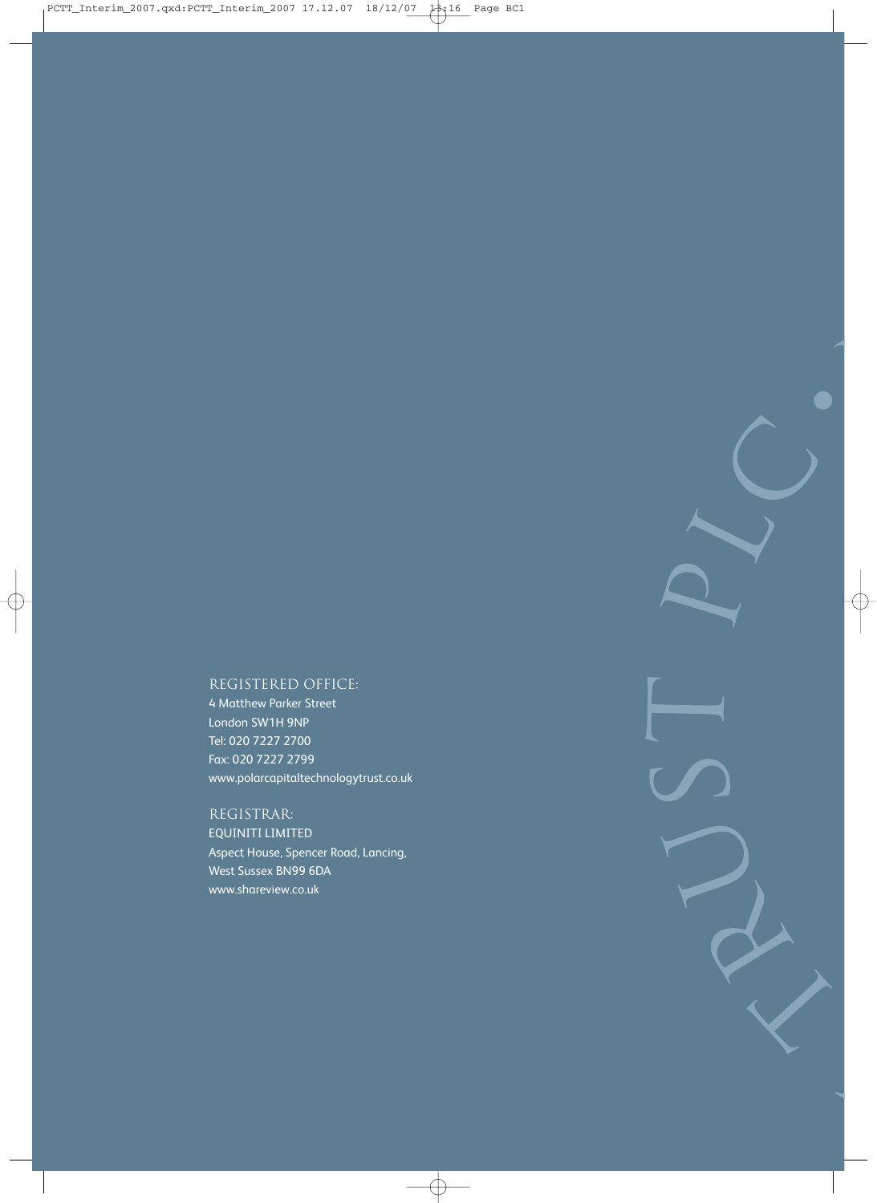## REGISTERED OFFICE:

4 Matthew Parker Street
London SW1H 9NP
Tel: 020 7227 2700
Fax: 020 7227 2799
www.polarcapitaltechnologytrust.co.uk

## REGISTRAR:

EQUINITI LIMITED
Aspect House, Spencer Road, Lancing,
West Sussex BN99 6DA
www.shareview.co.uk

TRUST PLC.